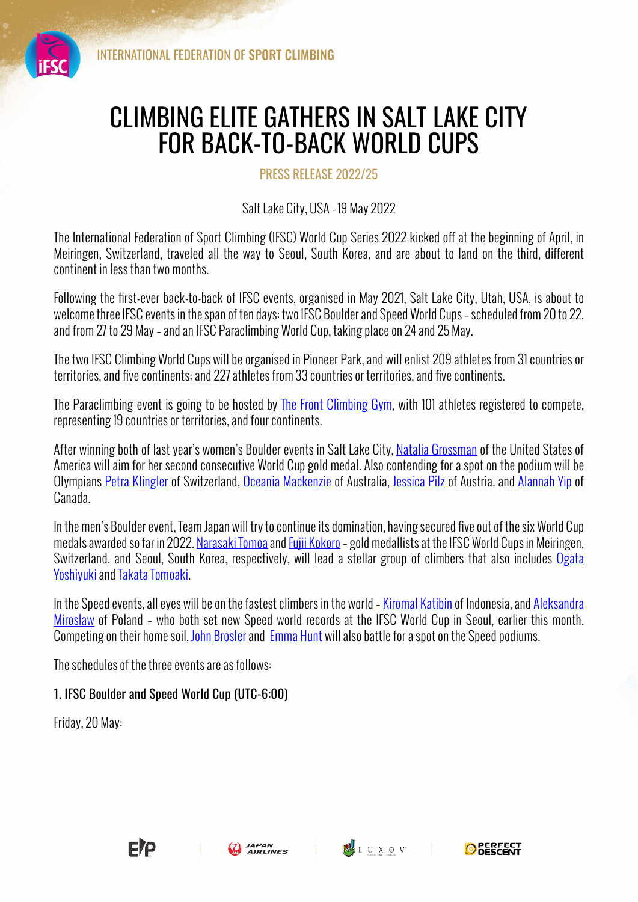INTERNATIONAL FEDERATION OF SPORT CLIMBING

# CLIMBING ELITE GATHERS IN SALT LAKE CITY FOR BACK-TO-BACK WORLD CUPS

PRESS RELEASE 2022/25

Salt Lake City, USA - 19 May 2022

The International Federation of Sport Climbing (IFSC) World Cup Series 2022 kicked off at the beginning of April, in Meiringen, Switzerland, traveled all the way to Seoul, South Korea, and are about to land on the third, different continent in less than two months.

Following the first-ever back-to-back of IFSC events, organised in May 2021, Salt Lake City, Utah, USA, is about to welcome three IFSC events in the span of ten days: two IFSC Boulder and Speed World Cups - scheduled from 20 to 22, and from 27 to 29 May - and an IFSC Paraclimbing World Cup, taking place on 24 and 25 May.

The two IFSC Climbing World Cups will be organised in Pioneer Park, and will enlist 209 athletes from 31 countries or territories, and five continents; and 227 athletes from 33 countries or territories, and five continents.

The Paraclimbing event is going to be hosted by The Front Climbing Gym, with 101 athletes registered to compete, representing 19 countries or territories, and four continents.

After winning both of last year's women's Boulder events in Salt Lake City, Natalia Grossman of the United States of America will aim for her second consecutive World Cup gold medal. Also contending for a spot on the podium will be Olympians Petra Klingler of Switzerland, Oceania Mackenzie of Australia, Jessica Pilz of Austria, and Alannah Yip of Canada.

In the men's Boulder event, Team Japan will try to continue its domination, having secured five out of the six World Cup medals awarded so far in 2022. Narasaki Tomoa and Fujii Kokoro - gold medallists at the IFSC World Cups in Meiringen, Switzerland, and Seoul, South Korea, respectively, will lead a stellar group of climbers that also includes Ogata Yoshiyuki and Takata Tomoaki.

In the Speed events, all eyes will be on the fastest climbers in the world - Kiromal Katibin of Indonesia, and Aleksandra Miroslaw of Poland - who both set new Speed world records at the IFSC World Cup in Seoul, earlier this month. Competing on their home soil, John Brosler and Emma Hunt will also battle for a spot on the Speed podiums.

The schedules of the three events are as follows:

## 1. IFSC Boulder and Speed World Cup (UTC-6:00)

Friday, 20 May: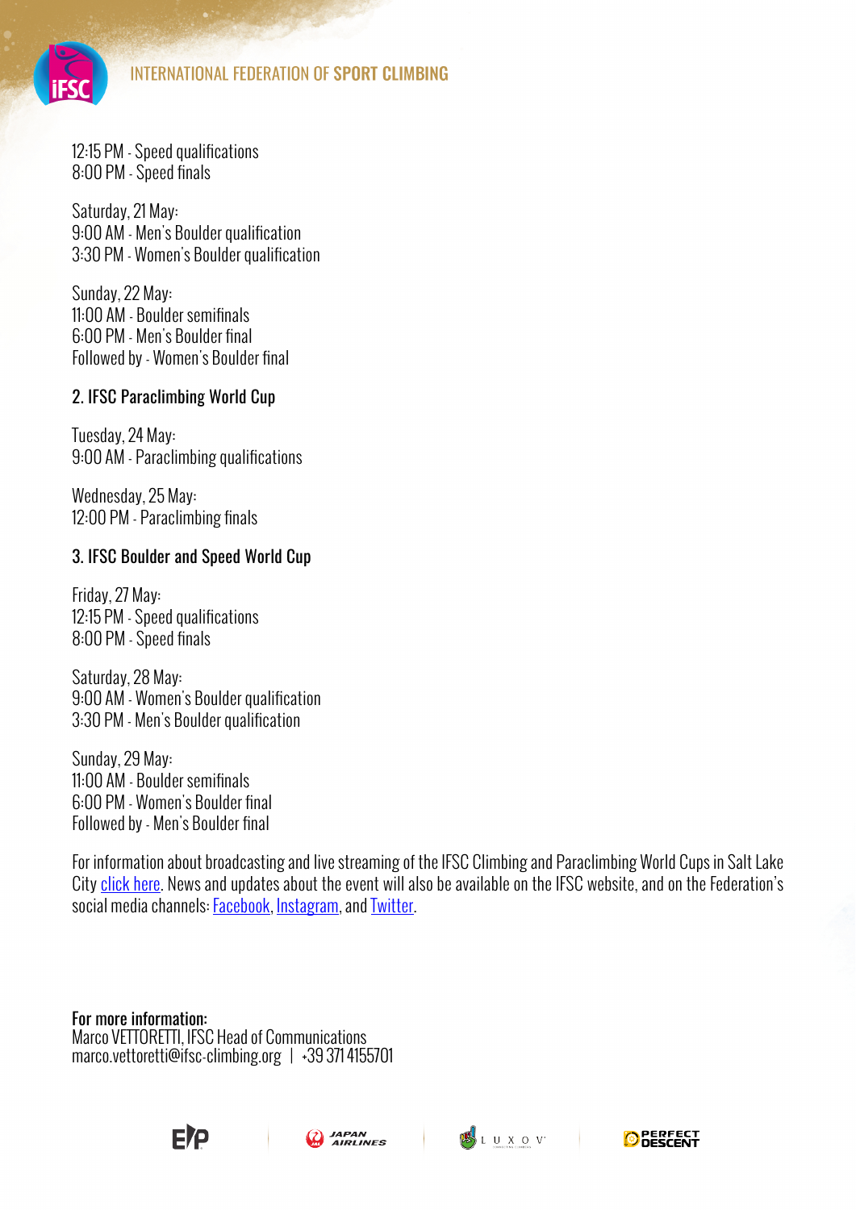12:15 PM - Speed qualifications
8:00 PM - Speed finals

Saturday, 21 May:
9:00 AM - Men's Boulder qualification
3:30 PM - Women's Boulder qualification

Sunday, 22 May:
11:00 AM - Boulder semifinals
6:00 PM - Men's Boulder final
Followed by - Women's Boulder final

### 2. IFSC Paraclimbing World Cup

Tuesday, 24 May:
9:00 AM - Paraclimbing qualifications

Wednesday, 25 May:
12:00 PM - Paraclimbing finals

### 3. IFSC Boulder and Speed World Cup

Friday, 27 May:
12:15 PM - Speed qualifications
8:00 PM - Speed finals

Saturday, 28 May:
9:00 AM - Women's Boulder qualification
3:30 PM - Men's Boulder qualification

Sunday, 29 May:
11:00 AM - Boulder semifinals
6:00 PM - Women's Boulder final
Followed by - Men's Boulder final

For information about broadcasting and live streaming of the IFSC Climbing and Paraclimbing World Cups in Salt Lake City click here. News and updates about the event will also be available on the IFSC website, and on the Federation's social media channels: Facebook, Instagram, and Twitter.

**For more information:**
Marco VETTORETTI, IFSC Head of Communications
marco.vettoretti@ifsc-climbing.org | +39 371 4155701